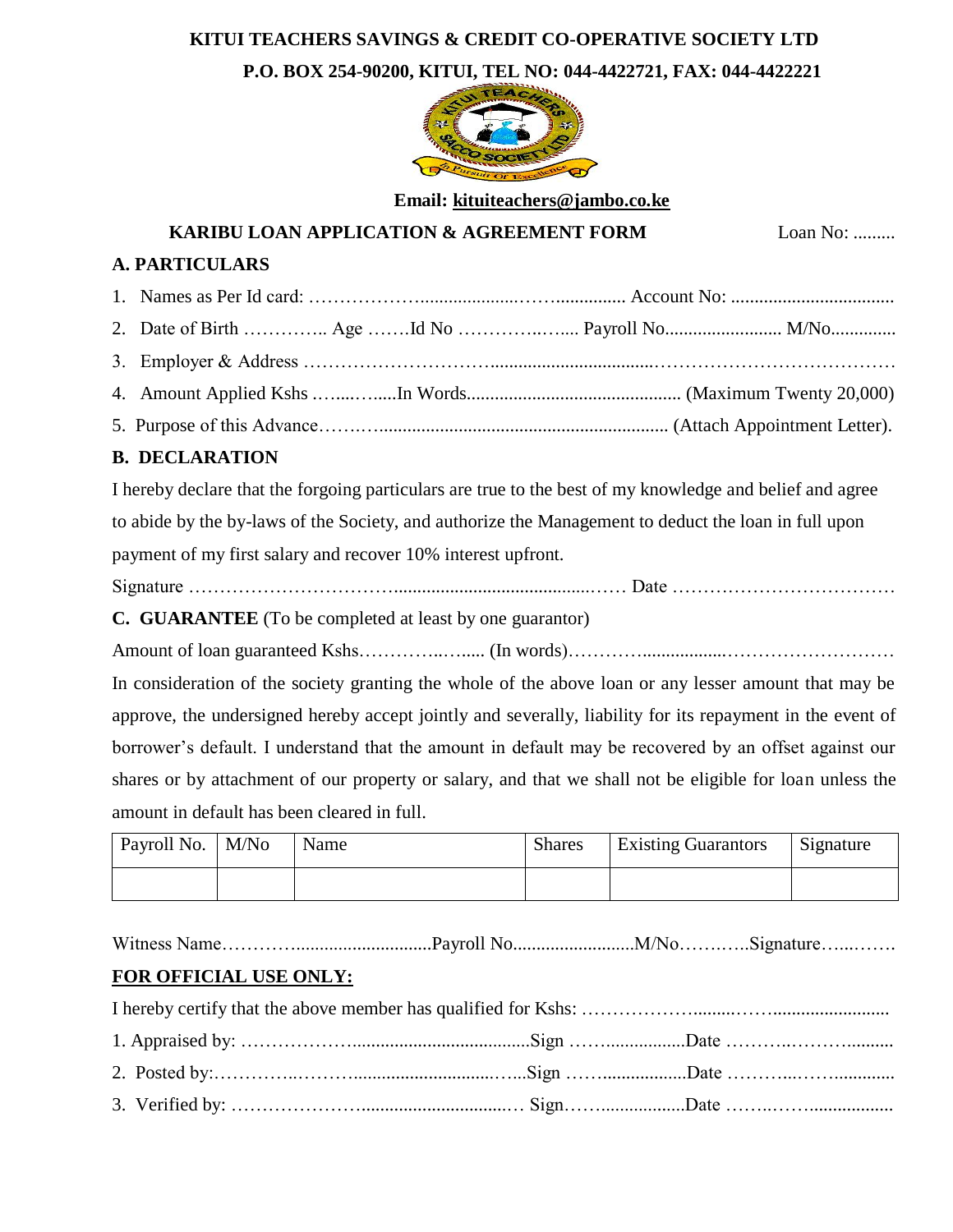**KITUI TEACHERS SAVINGS & CREDIT CO-OPERATIVE SOCIETY LTD**

**P.O. BOX 254-90200, KITUI, TEL NO: 044-4422721, FAX: 044-4422221**

**Email: kituiteachers@jambo.co.ke**

**KARIBU LOAN APPLICATION & AGREEMENT FORM** Loan No: .........

## A. PARTICULARS

1. Names as Per Id card: ……………….....................……............... Account No: ..................................
2. Date of Birth ………….. Age …….Id No ………….….... Payroll No......................... M/No..............
3. Employer & Address ………………………...................................………………………………
4. Amount Applied Ksks …...…......In Words............................................. (Maximum Twenty 20,000)
5. Purpose of this Advance…….…............................................................. (Attach Appointment Letter).

## B. DECLARATION

I hereby declare that the forgoing particulars are true to the best of my knowledge and belief and agree to abide by the by-laws of the Society, and authorize the Management to deduct the loan in full upon payment of my first salary and recover 10% interest upfront.

Signature ……………………………..........................................…… Date ………………………………

## C. GUARANTEE (To be completed at least by one guarantor)

Amount of loan guaranteed Kshs…………..…..... (In words)…………..................………………………

In consideration of the society granting the whole of the above loan or any lesser amount that may be approve, the undersigned hereby accept jointly and severally, liability for its repayment in the event of borrower's default. I understand that the amount in default may be recovered by an offset against our shares or by attachment of our property or salary, and that we shall not be eligible for loan unless the amount in default has been cleared in full.

| Payroll No. | M/No | Name | Shares | Existing Guarantors | Signature |
|---|---|---|---|---|---|
| | | | | | |

Witness Name………..............................Payroll No..........................M/No………..Signature…...…….

**FOR OFFICIAL USE ONLY:**

I hereby certify that the above member has qualified for Kshs: ……………….........……..........................

1. Appraised by: ………………......................................Sign ……................Date ……….……….........
2. Posted by:…………..……….............................…...Sign ……..................Date ………...……............
3. Verified by: …………………...............................… Sign……..................Date ……..……..................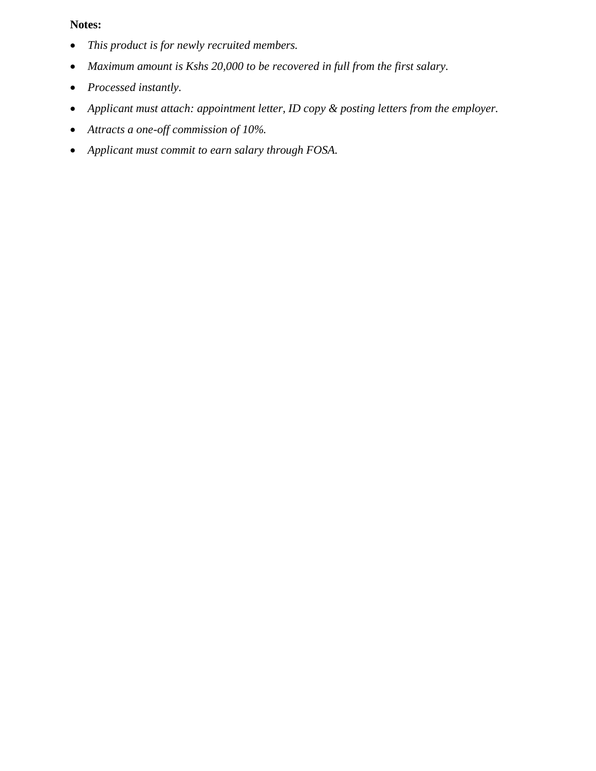**Notes:**

- *This product is for newly recruited members.*
- *Maximum amount is Kshs 20,000 to be recovered in full from the first salary.*
- *Processed instantly.*
- *Applicant must attach: appointment letter, ID copy & posting letters from the employer.*
- *Attracts a one-off commission of 10%.*
- *Applicant must commit to earn salary through FOSA.*